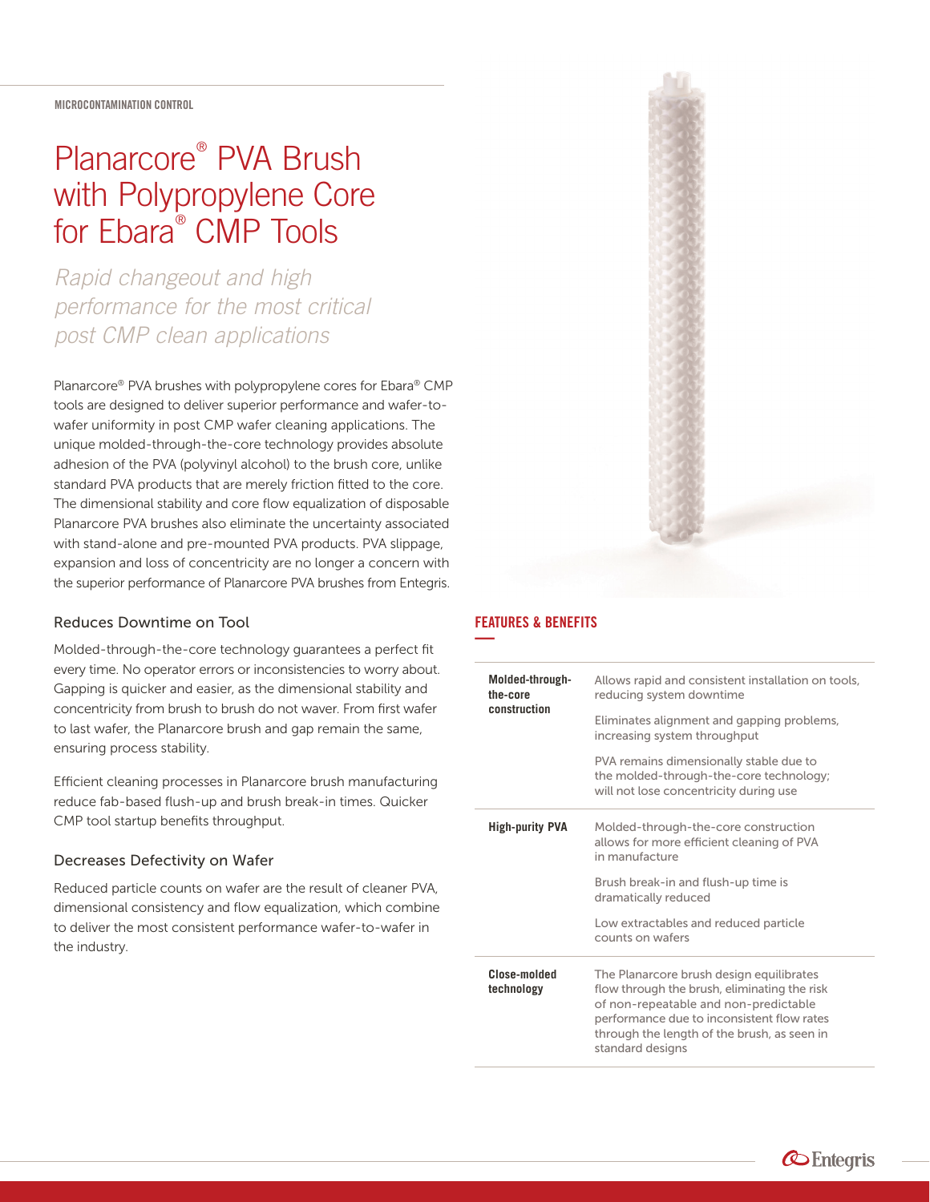MICROCONTAMINATION CONTROL

# Planarcore® PVA Brush with Polypropylene Core for Ebara® CMP Tools

*Rapid changeout and high performance for the most critical post CMP clean applications*

Planarcore® PVA brushes with polypropylene cores for Ebara® CMP tools are designed to deliver superior performance and wafer-to-wafer uniformity in post CMP wafer cleaning applications. The unique molded-through-the-core technology provides absolute adhesion of the PVA (polyvinyl alcohol) to the brush core, unlike standard PVA products that are merely friction fitted to the core. The dimensional stability and core flow equalization of disposable Planarcore PVA brushes also eliminate the uncertainty associated with stand-alone and pre-mounted PVA products. PVA slippage, expansion and loss of concentricity are no longer a concern with the superior performance of Planarcore PVA brushes from Entegris.

## Reduces Downtime on Tool

Molded-through-the-core technology guarantees a perfect fit every time. No operator errors or inconsistencies to worry about. Gapping is quicker and easier, as the dimensional stability and concentricity from brush to brush do not waver. From first wafer to last wafer, the Planarcore brush and gap remain the same, ensuring process stability.

Efficient cleaning processes in Planarcore brush manufacturing reduce fab-based flush-up and brush break-in times. Quicker CMP tool startup benefits throughput.

## Decreases Defectivity on Wafer

Reduced particle counts on wafer are the result of cleaner PVA, dimensional consistency and flow equalization, which combine to deliver the most consistent performance wafer-to-wafer in the industry.

## FEATURES & BENEFITS

| Feature | Benefit |
|---|---|
| **Molded-through-the-core construction** | Allows rapid and consistent installation on tools, reducing system downtime |
| | Eliminates alignment and gapping problems, increasing system throughput |
| | PVA remains dimensionally stable due to the molded-through-the-core technology; will not lose concentricity during use |
| **High-purity PVA** | Molded-through-the-core construction allows for more efficient cleaning of PVA in manufacture |
| | Brush break-in and flush-up time is dramatically reduced |
| | Low extractables and reduced particle counts on wafers |
| **Close-molded technology** | The Planarcore brush design equilibrates flow through the brush, eliminating the risk of non-repeatable and non-predictable performance due to inconsistent flow rates through the length of the brush, as seen in standard designs |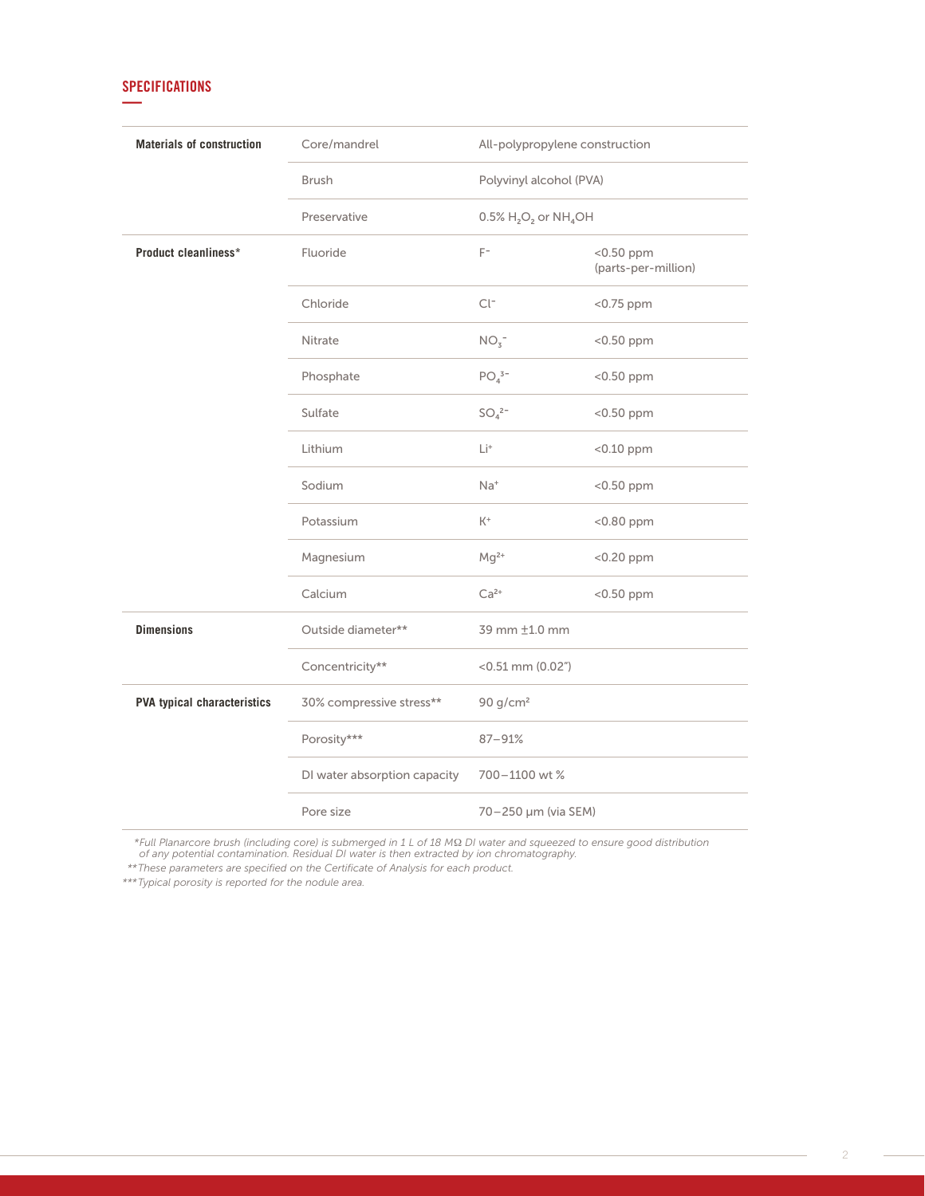## SPECIFICATIONS

| | | | |
|---|---|---|---|
| **Materials of construction** | Core/mandrel | All-polypropylene construction | |
| | Brush | Polyvinyl alcohol (PVA) | |
| | Preservative | 0.5% $H_2O_2$ or $NH_4OH$ | |
| **Product cleanliness*** | Fluoride | $F^-$ | <0.50 ppm (parts-per-million) |
| | Chloride | $Cl^-$ | <0.75 ppm |
| | Nitrate | $NO_3^-$ | <0.50 ppm |
| | Phosphate | $PO_4^{3-}$ | <0.50 ppm |
| | Sulfate | $SO_4^{2-}$ | <0.50 ppm |
| | Lithium | $Li^+$ | <0.10 ppm |
| | Sodium | $Na^+$ | <0.50 ppm |
| | Potassium | $K^+$ | <0.80 ppm |
| | Magnesium | $Mg^{2+}$ | <0.20 ppm |
| | Calcium | $Ca^{2+}$ | <0.50 ppm |
| **Dimensions** | Outside diameter** | 39 mm ±1.0 mm | |
| | Concentricity** | <0.51 mm (0.02") | |
| **PVA typical characteristics** | 30% compressive stress** | 90 g/cm² | |
| | Porosity*** | 87–91% | |
| | DI water absorption capacity | 700–1100 wt % | |
| | Pore size | 70–250 µm (via SEM) | |

*\*Full Planarcore brush (including core) is submerged in 1 L of 18 MΩ DI water and squeezed to ensure good distribution of any potential contamination. Residual DI water is then extracted by ion chromatography.*

*\*\*These parameters are specified on the Certificate of Analysis for each product.*

*\*\*\*Typical porosity is reported for the nodule area.*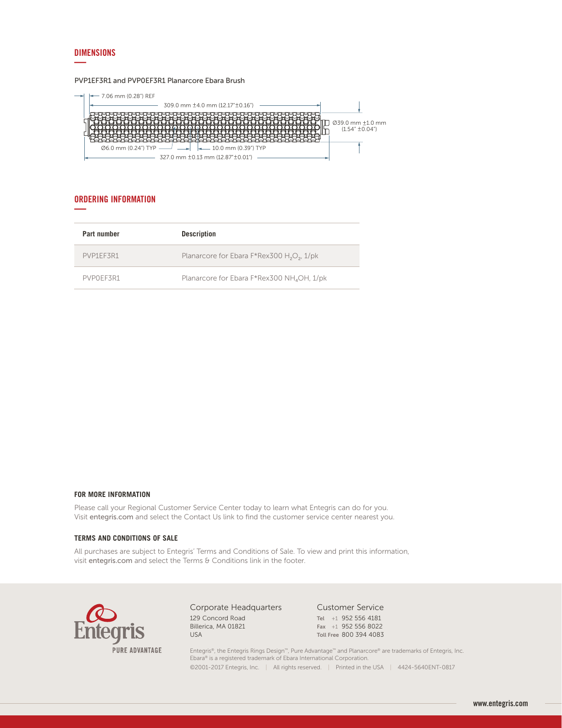## DIMENSIONS

PVP1EF3R1 and PVP0EF3R1 Planarcore Ebara Brush

7.06 mm (0.28") REF

309.0 mm ±4.0 mm (12.17"±0.16")

Ø39.0 mm ±1.0 mm (1.54" ±0.04")

Ø6.0 mm (0.24") TYP

10.0 mm (0.39") TYP

327.0 mm ±0.13 mm (12.87"±0.01")

## ORDERING INFORMATION

| Part number | Description |
|---|---|
| PVP1EF3R1 | Planarcore for Ebara F*Rex300 $H_2O_2$, 1/pk |
| PVP0EF3R1 | Planarcore for Ebara F*Rex300 $NH_4OH$, 1/pk |

### FOR MORE INFORMATION

Please call your Regional Customer Service Center today to learn what Entegris can do for you. Visit entegris.com and select the Contact Us link to find the customer service center nearest you.

### TERMS AND CONDITIONS OF SALE

All purchases are subject to Entegris' Terms and Conditions of Sale. To view and print this information, visit entegris.com and select the Terms & Conditions link in the footer.

Entegris
PURE ADVANTAGE

Corporate Headquarters
129 Concord Road
Billerica, MA 01821
USA

Customer Service
Tel +1 952 556 4181
Fax +1 952 556 8022
Toll Free 800 394 4083

Entegris®, the Entegris Rings Design™, Pure Advantage™ and Planarcore® are trademarks of Entegris, Inc.
Ebara® is a registered trademark of Ebara International Corporation.
©2001-2017 Entegris, Inc. | All rights reserved. | Printed in the USA | 4424-5640ENT-0817

www.entegris.com